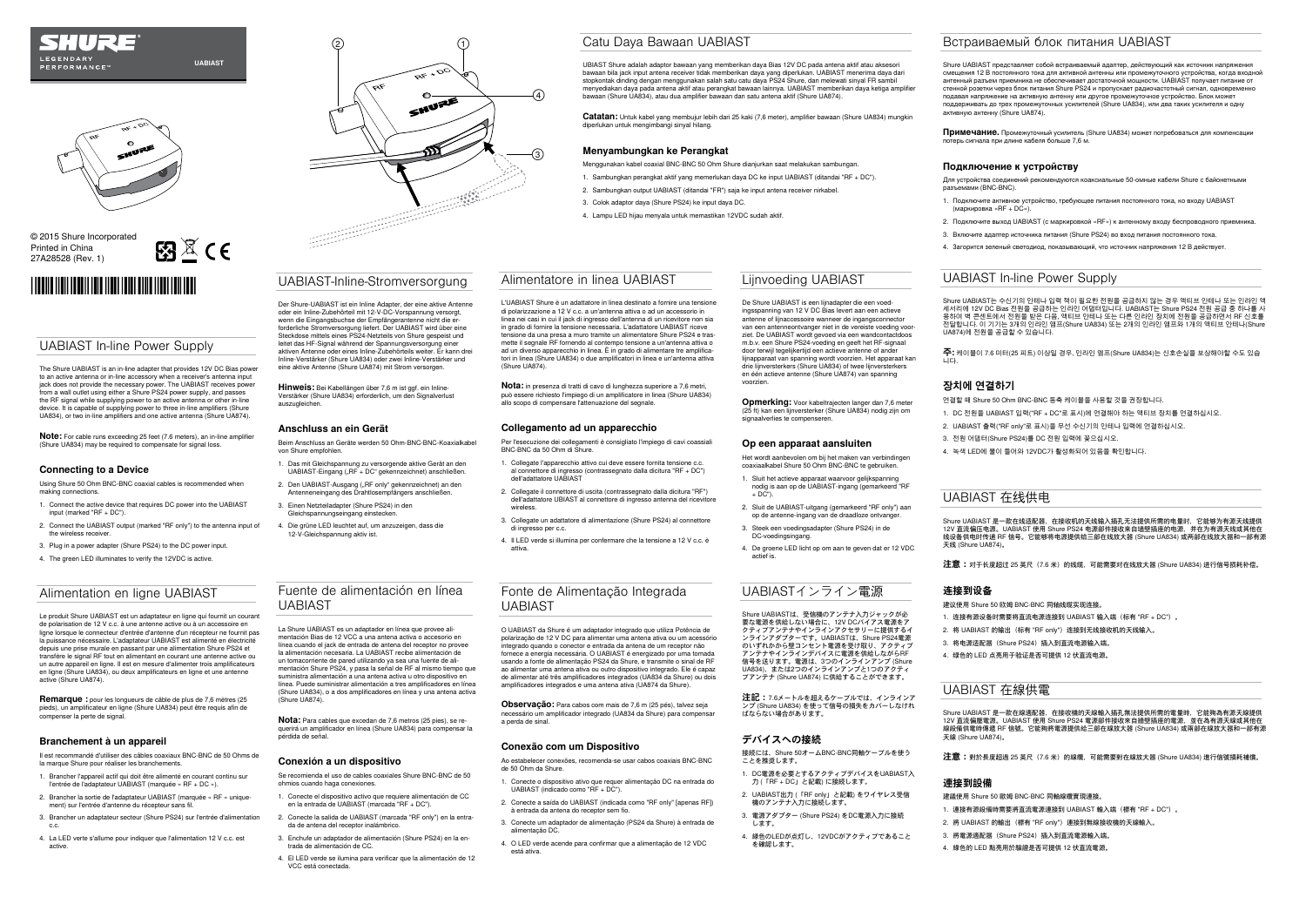UABIAST

© 2015 Shure Incorporated
Printed in China
27A28528 (Rev. 1)

## UABIAST In-line Power Supply

The Shure UABIAST is an in-line adapter that provides 12V DC Bias power to an active antenna or in-line accessory when a receiver's antenna input jack does not provide the necessary power. The UABIAST receives power from a wall outlet using either a Shure PS24 power supply, and passes the RF signal while supplying power to an active antenna or other in-line device. It is capable of supplying power to three in-line amplifiers (Shure UA834), or two in-line amplifiers and one active antenna (Shure UA874).

**Note:** For cable runs exceeding 25 feet (7.6 meters), an in-line amplifier (Shure UA834) may be required to compensate for signal loss.

### Connecting to a Device

Using Shure 50 Ohm BNC-BNC coaxial cables is recommended when making connections.

1. Connect the active device that requires DC power into the UABIAST input (marked "RF + DC").
2. Connect the UABIAST output (marked "RF only") to the antenna input of the wireless receiver.
3. Plug in a power adapter (Shure PS24) to the DC power input.
4. The green LED illuminates to verify the 12VDC is active.

## Alimentation en ligne UABIAST

Le produit Shure UABIAST est un adaptateur en ligne qui fournit un courant de polarisation de 12 V c.c. à une antenne active ou à un accessoire en ligne lorsque le connecteur d'entrée d'antenne d'un récepteur ne fournit pas la puissance nécessaire. L'adaptateur UABIAST est alimenté en électricité depuis une prise murale en passant par une alimentation Shure PS24 et transfère le signal RF tout en alimentant en courant une antenne active ou un autre appareil en ligne. Il est en mesure d'alimenter trois amplificateurs en ligne (Shure UA834), ou deux amplificateurs en ligne et une antenne active (Shure UA874).

**Remarque :** pour les longueurs de câble de plus de 7,6 mètres (25 pieds), un amplificateur en ligne (Shure UA834) peut être requis afin de compenser la perte de signal.

### Branchement à un appareil

Il est recommandé d'utiliser des câbles coaxiaux BNC-BNC de 50 Ohms de la marque Shure pour réaliser les branchements.

1. Brancher l'appareil actif qui doit être alimenté en courant continu sur l'entrée de l'adaptateur UABIAST (marquée « RF + DC »).
2. Brancher la sortie de l'adaptateur UABIAST (marquée « RF » uniquement) sur l'entrée d'antenne du récepteur sans fil.
3. Brancher un adaptateur secteur (Shure PS24) sur l'entrée d'alimentation c.c.
4. La LED verte s'allume pour indiquer que l'alimentation 12 V c.c. est active.

## UABIAST-Inline-Stromversorgung

Der Shure-UABIAST ist ein Inline Adapter, der eine aktive Antenne oder ein Inline-Zubehörteil mit 12-V-DC-Vorspannung versorgt, wenn die Eingangsbuchse der Empfängerantenne nicht die erforderliche Stromversorgung liefert. Der UABIAST wird über eine Steckdose mittels eines PS24-Netzteils von Shure gespeist und leitet das HF-Signal während der Spannungsversorgung einer aktiven Antenne oder eines Inline-Zubehörteils weiter. Er kann drei Inline-Verstärker (Shure UA834) oder zwei Inline-Verstärker und eine aktive Antenne (Shure UA874) mit Strom versorgen.

**Hinweis:** Bei Kabellängen über 7,6 m ist ggf. ein Inline-Verstärker (Shure UA834) erforderlich, um den Signalverlust auszugleichen.

### Anschluss an ein Gerät

Beim Anschluss an Geräte werden 50 Ohm-BNC-BNC-Koaxialkabel von Shure empfohlen.

1. Das mit Gleichspannung zu versorgende aktive Gerät an den UABIAST-Eingang („RF + DC" gekennzeichnet) anschließen.
2. Den UABIAST-Ausgang („RF only" gekennzeichnet) an den Antenneneingang des Drahtlosempfängers anschließen.
3. Einen Netzteiladapter (Shure PS24) in den Gleichspannungseingang einstecken.
4. Die grüne LED leuchtet auf, um anzuzeigen, dass die 12-V-Gleichspannung aktiv ist.

## Fuente de alimentación en línea UABIAST

La Shure UABIAST es un adaptador en línea que provee alimentación Bias de 12 VCC a una antena activa o accesorio en línea cuando el jack de entrada de antena del receptor no provee la alimentación necesaria. La UABIAST recibe alimentación de un tomacorriente de pared utilizando ya sea una fuente de alimentación Shure PS24, y pasa la señal de RF al mismo tiempo que suministra alimentación a una antena activa u otro dispositivo en línea. Puede suministrar alimentación a tres amplificadores en línea (Shure UA834), o a dos amplificadores en línea y una antena activa (Shure UA874).

**Nota:** Para cables que excedan de 7,6 metros (25 pies), se requerirá un amplificador en línea (Shure UA834) para compensar la pérdida de señal.

### Conexión a un dispositivo

Se recomienda el uso de cables coaxiales Shure BNC-BNC de 50 ohmios cuando haga conexiones.

1. Conecte el dispositivo activo que requiere alimentación de CC en la entrada de UABIAST (marcada "RF + DC").
2. Conecte la salida de UABIAST (marcada "RF only") en la entrada de antena del receptor inalámbrico.
3. Enchufe un adaptador de alimentación (Shure PS24) en la entrada de alimentación de CC.
4. El LED verde se ilumina para verificar que la alimentación de 12 VCC está conectada.

## Catu Daya Bawaan UABIAST

UABIAST Shure adalah adaptor bawaan yang memberikan daya Bias 12V DC pada antena aktif atau aksesori bawaan bila jack input antena receiver tidak memberikan daya yang diperlukan. UABIAST menerima daya dari stopkontak dinding dengan menggunakan salah satu catu daya PS24 Shure, dan melewati sinyal FR sambil menyediakan daya pada antena aktif atau perangkat bawaan lainnya. UABIAST memberikan daya ketiga amplifier bawaan (Shure UA834), atau dua amplifier bawaan dan satu antena aktif (Shure UA874).

**Catatan:** Untuk kabel yang membujur lebih dari 25 kaki (7,6 meter), amplifier bawaan (Shure UA834) mungkin diperlukan untuk mengimbangi sinyal hilang.

### Menyambungkan ke Perangkat

Menggunakan kabel coaxial BNC-BNC 50 Ohm Shure dianjurkan saat melakukan sambungan.

1. Sambungkan perangkat aktif yang memerlukan daya DC ke input UABIAST (ditandai "RF + DC").
2. Sambungkan output UABIAST (ditandai "FR") saja ke input antena receiver nirkabel.
3. Colok adaptor daya (Shure PS24) ke input daya DC.
4. Lampu LED hijau menyala untuk memastikan 12VDC sudah aktif.

## Alimentatore in linea UABIAST

L'UABIAST Shure è un adattatore in linea destinato a fornire una tensione di polarizzazione a 12 V c.c. a un'antenna attiva o ad un accessorio in linea nei casi in cui il jack di ingresso dell'antenna di un ricevitore non sia in grado di fornire la tensione necessaria. L'adattatore UABIAST riceve tensione da una presa a muro tramite un alimentatore Shure PS24 e trasmette il segnale RF fornendo al contempo tensione a un'antenna attiva o ad un diverso apparecchio in linea. È in grado di alimentare tre amplificatori in linea (Shure UA834) o due amplificatori in linea e un'antenna attiva (Shure UA874).

**Nota:** in presenza di tratti di cavo di lunghezza superiore a 7,6 metri, può essere richiesto l'impiego di un amplificatore in linea (Shure UA834) allo scopo di compensare l'attenuazione del segnale.

### Collegamento ad un apparecchio

Per l'esecuzione dei collegamenti è consigliato l'impiego di cavi coassiali BNC-BNC da 50 Ohm di Shure.

1. Collegare l'apparecchio attivo cui deve essere fornita tensione c.c. al connettore di ingresso (contrassegnato dalla dicitura "RF + DC") dell'adattatore UABIAST
2. Collegare il connettore di uscita (contrassegnato dalla dicitura "RF") dell'adattatore UBIAST al connettore di ingresso antenna del ricevitore wireless.
3. Collegare un adattatore di alimentazione (Shure PS24) al connettore di ingresso per c.c.
4. Il LED verde si illumina per confermare che la tensione a 12 V c.c. è attiva.

## Fonte de Alimentação Integrada UABIAST

O UABIAST da Shure é um adaptador integrado que utiliza Potência de polarização de 12 V DC para alimentar uma antena ativa ou um acessório integrado quando o conector de entrada da antena de um receptor não fornece a energia necessária. O UABIAST é energizado por uma tomada usando a fonte de alimentação PS24 da Shure, e transmite o sinal de RF ao alimentar uma antena ativa ou outro dispositivo integrado. Ele é capaz de alimentar até três amplificadores integrados (UA834 da Shure) ou dois amplificadores integrados e uma antena ativa (UA874 da Shure).

**Observação:** Para cabos com mais de 7,6 m (25 pés), talvez seja necessário um amplificador integrado (UA834 da Shure) para compensar a perda de sinal.

### Conexão com um Dispositivo

Ao estabelecer conexões, recomenda-se usar cabos coaxiais BNC-BNC de 50 Ohm da Shure.

1. Conecte o dispositivo ativo que requer alimentação DC na entrada do UABIAST (indicado como "RF + DC").
2. Conecte a saída do UABIAST (indicada como "RF only" [apenas RF]) à entrada da antena do receptor sem fio.
3. Conecte um adaptador de alimentação (PS24 da Shure) à entrada de alimentação DC.
4. O LED verde acende para confirmar que a alimentação de 12 VDC está ativa.

## Lijnvoeding UABIAST

De Shure UABIAST is een lijnadapter die een voedingsspanning van 12 V DC Bias levert aan een actieve antenne of lijnaccessoire wanneer de ingangsconnector van een antenneontvanger niet in de vereiste voeding voorziet. De UABIAST wordt gevoed via een wandcontactdoos m.b.v. een Shure PS24-voeding en geeft het RF-signaal door terwijl tegelijkertijd een actieve antenne of ander lijnapparaat van spanning wordt voorzien. Het apparaat kan drie lijnversterkers (Shure UA834) of twee lijnversterkers en één actieve antenne (Shure UA874) van spanning voorzien.

**Opmerking:** Voor kabeltrajecten langer dan 7,6 meter (25 ft) kan een lijnversterker (Shure UA834) nodig zijn om signaalverlies te compenseren.

### Op een apparaat aansluiten

Het wordt aanbevolen om bij het maken van verbindingen coaxiaalkabel Shure 50 Ohm BNC-BNC te gebruiken.

1. Sluit het actieve apparaat waarvoor gelijkspanning nodig is aan op de UABIAST-ingang (gemarkeerd "RF + DC").
2. Sluit de UABIAST-uitgang (gemarkeerd "RF only") aan op de antenne-ingang van de draadloze ontvanger.
3. Steek een voedingsadapter (Shure PS24) in de DC-voedingsingang.
4. De groene LED licht op om aan te geven dat er 12 VDC actief is.

## UABIASTインライン電源

Shure UABIASTは、受信機のアンテナ入力ジャックが必要な電源を供給しない場合に、12V DCバイアス電源をアクティブアンテナやインラインアクセサリーに提供するインラインアダプターです。UABIASTは、Shure PS24電源のいずれかから壁コンセント電源を受け取り、アクティブアンテナやインラインデバイスに電源を供給しながらRF信号を送ります。電源は、3つのインラインアンプ (Shure UA834)、または2つのインラインアンプと1つのアクティブアンテナ (Shure UA874) に供給することができます。

**注記：** 7.6メートルを超えるケーブルでは、インラインアンプ (Shure UA834) を使って信号の損失をカバーしなければならない場合があります。

### デバイスへの接続

接続には、Shure 50オームBNC-BNC同軸ケーブルを使うことを推奨します。

1. DC電源を必要とするアクティブデバイスをUABIAST入力（「RF + DC」と記載）に接続します。
2. UABIAST出力（「RF only」と記載）をワイヤレス受信機のアンテナ入力に接続します。
3. 電源アダプター (Shure PS24) をDC電源入力に接続します。
4. 緑色のLEDが点灯し、12VDCがアクティブであることを確認します。

## Встраиваемый блок питания UABIAST

Shure UABIAST представляет собой встраиваемый адаптер, действующий как источник напряжения смещения 12 В постоянного тока для активной антенны или промежуточного устройства, когда входной антенный разъем приемника не обеспечивает достаточной мощности. UABIAST получает питание от стенной розетки через блок питания Shure PS24 и пропускает радиочастотный сигнал, одновременно подавая напряжение на активную антенну или другое промежуточное устройство. Блок может поддерживать до трех промежуточных усилителей (Shure UA834), или два таких усилителя и одну активную антенну (Shure UA874).

**Примечание.** Промежуточный усилитель (Shure UA834) может потребоваться для компенсации потерь сигнала при длине кабеля больше 7,6 м.

### Подключение к устройству

Для устройства соединений рекомендуются коаксиальные 50-омные кабели Shure с байонетными разъемами (BNC-BNC).

1. Подключите активное устройство, требующее питания постоянного тока, ко входу UABIAST (маркировка «RF + DC»).
2. Подключите выход UABIAST (с маркировкой «RF») к антенному входу беспроводного приемника.
3. Включите адаптер источника питания (Shure PS24) во вход питания постоянного тока.
4. Загорится зеленый светодиод, показывающий, что источник напряжения 12 В действует.

## UABIAST In-line Power Supply

UABIAST는 수신기의 안테나 입력 잭이 필요한 전원을 공급하지 않는 경우 액티브 안테나 또는 인라인 액세서리에 12V DC Bias 전원을 공급하는 인라인 어댑터입니다. UABIAST는 Shure PS24 전원 공급 중 하나를 사용하여 벽 콘센트에서 전원을 받은 다음, 액티브 안테나 또는 다른 인라인 장치에 전원을 공급하면서 RF 신호를 전달합니다. 이 기기는 3개의 인라인 앰프(Shure UA834) 또는 2개의 인라인 앰프와 1개의 액티브 안테나(Shure UA874)에 전원을 공급할 수 있습니다.

**주:** 케이블이 7.6 미터(25 피트) 이상일 경우, 인라인 앰프(Shure UA834)는 신호손실을 보상해야할 수도 있습니다.

### 장치에 연결하기

연결할 때 Shure 50 Ohm BNC-BNC 동축 케이블을 사용할 것을 권장합니다.

1. DC 전원을 UABIAST 입력("RF + DC"로 표시)에 연결해야 하는 액티브 장치를 연결하십시오.
2. UABIAST 출력("RF only"로 표시)을 무선 수신기의 안테나 입력에 연결하십시오.
3. 전원 어댑터(Shure PS24)를 DC 전원 입력에 꽂으십시오.
4. 녹색 LED에 불이 들어와 12VDC가 활성화되어 있음을 확인합니다.

## UABIAST 在线供电

Shure UABIAST 是一款在线适配器，在接收机的天线输入插孔无法提供所需的电量时，它能够为有源天线提供 12V 直流偏压电源。UABIAST 使用 Shure PS24 电源部件接收来自墙壁插座的电源，并在为有源天线或其他在线设备供电时传送 RF 信号。它能够将电源提供给三部在线放大器 (Shure UA834) 或两部在线放大器和一部有源天线 (Shure UA874)。

**注意：** 对于长度超过 25 英尺（7.6 米）的线缆，可能需要对在线放大器 (Shure UA834) 进行信号损耗补偿。

### 连接到设备

建议使用 Shure 50 欧姆 BNC-BNC 同轴线缆实现连接。

1. 连接有源设备时需要将直流电源连接到 UABIAST 输入端（标有 "RF + DC"）。
2. 将 UABIAST 的输出（标有 "RF only"）连接到无线接收机的天线输入。
3. 将电源适配器（Shure PS24）插入到直流电源输入端。
4. 绿色的 LED 点亮用于验证是否可提供 12 伏直流电源。

## UABIAST 在線供電

Shure UABIAST 是一款在線適配器，在接收機的天線輸入插孔無法提供所需的電量時，它能夠為有源天線提供 12V 直流偏壓電源。UABIAST 使用 Shure PS24 電源部件接收來自牆壁插座的電源，並在為有源天線或其他在線設備供電時傳遞 RF 信號。它能夠將電源提供給三部在線放大器 (Shure UA834) 或兩部在線放大器和一部有源天線 (Shure UA874)。

**注意：** 對於長度超過 25 英尺（7.6 米）的線纜，可能需要對在線放大器 (Shure UA834) 進行信號損耗補償。

### 連接到設備

建議使用 Shure 50 歐姆 BNC-BNC 同軸線纜實現連接。

1. 連接有源設備時需要將直流電源連接到 UABIAST 輸入端（標有 "RF + DC"）。
2. 將 UABIAST 的輸出（標有 "RF only"）連接到無線接收機的天線輸入。
3. 將電源適配器（Shure PS24）插入到直流電源輸入端。
4. 綠色的 LED 點亮用於驗證是否可提供 12 伏直流電源。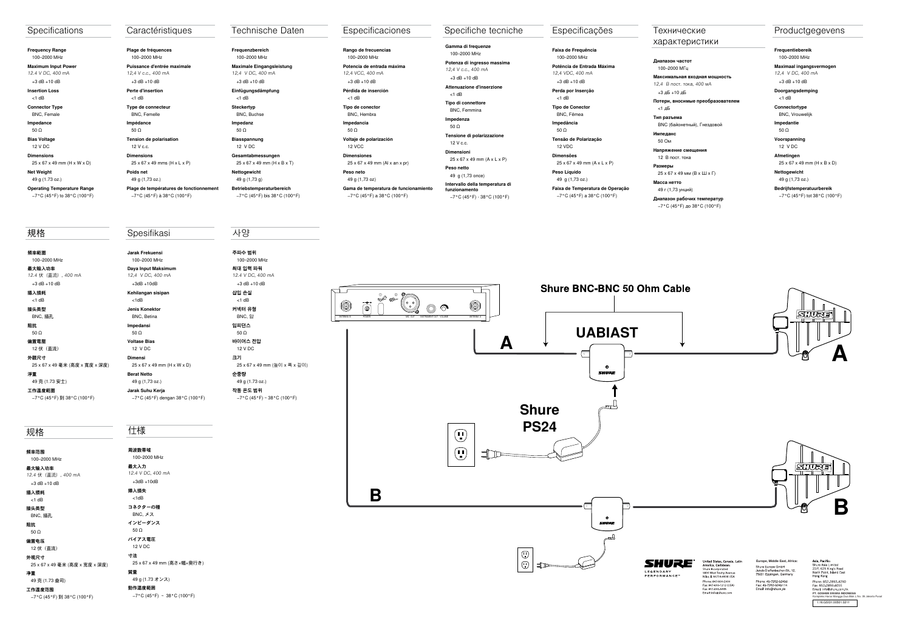## Specifications

**Frequency Range**
100–2000 MHz

**Maximum Input Power**
*12.4 V DC, 400 mA*
+3 dB +10 dB

**Insertion Loss**
<1 dB

**Connector Type**
BNC, Female

**Impedance**
50 Ω

**Bias Voltage**
12 V DC

**Dimensions**
25 x 67 x 49 mm (H x W x D)

**Net Weight**
49 g (1,73 oz.)

**Operating Temperature Range**
–7°C (45°F) to 38°C (100°F)

## Caractéristiques

**Plage de fréquences**
100–2000 MHz

**Puissance d'entrée maximale**
*12,4 V c.c., 400 mA*
+3 dB +10 dB

**Perte d'insertion**
<1 dB

**Type de connecteur**
BNC, Femelle

**Impédance**
50 Ω

**Tension de polarisation**
12 V c.c.

**Dimensions**
25 x 67 x 49 mms (H x L x P)

**Poids net**
49 g (1,73 oz.)

**Plage de températures de fonctionnement**
–7°C (45°F) à 38°C (100°F)

## Technische Daten

**Frequenzbereich**
100–2000 MHz

**Maximale Eingangsleistung**
*12,4 V DC, 400 mA*
+3 dB +10 dB

**Einfügungsdämpfung**
<1 dB

**Steckertyp**
BNC, Buchse

**Impedanz**
50 Ω

**Biasspannung**
12 V DC

**Gesamtabmessungen**
25 x 67 x 49 mm (H x B x T)

**Nettogewicht**
49 g (1,73 g)

**Betriebstemperaturbereich**
–7°C (45°F) bis 38°C (100°F)

## Especificaciones

**Rango de frecuencias**
100–2000 MHz

**Potencia de entrada máxima**
*12,4 VCC, 400 mA*
+3 dB +10 dB

**Pérdida de inserción**
<1 dB

**Tipo de conector**
BNC, Hembra

**Impedancia**
50 Ω

**Voltaje de polarización**
12 VCC

**Dimensiones**
25 x 67 x 49 mm (Al x an x pr)

**Peso neto**
49 g (1,73 oz)

**Gama de temperatura de funcionamiento**
–7°C (45°F) a 38°C (100°F)

## Specifiche tecniche

**Gamma di frequenze**
100–2000 MHz

**Potenza di ingresso massima**
*12,4 V c.c., 400 mA*
+3 dB +10 dB

**Attenuazione d'inserzione**
<1 dB

**Tipo di connettore**
BNC, Femmina

**Impedenza**
50 Ω

**Tensione di polarizzazione**
12 V c.c.

**Dimensioni**
25 x 67 x 49 mm (A x L x P)

**Peso netto**
49 g (1,73 once)

**Intervallo della temperatura di funzionamento**
–7°C (45°F) - 38°C (100°F)

## Especificações

**Faixa de Frequência**
100–2000 MHz

**Potência de Entrada Máxima**
*12,4 VDC, 400 mA*
+3 dB +10 dB

**Perda por Inserção**
<1 dB

**Tipo de Conector**
BNC, Fêmea

**Impedância**
50 Ω

**Tensão de Polarização**
12 VDC

**Dimensões**
25 x 67 x 49 mm (A x L x P)

**Peso Líquido**
49 g (1,73 oz.)

**Faixa de Temperatura de Operação**
–7°C (45°F) a 38°C (100°F)

## Технические характеристики

**Диапазон частот**
100–2000 МГц

**Максимальная входная мощность**
*12,4 В пост. тока, 400 мА*
+3 дБ +10 дБ

**Потери, вносимые преобразователем**
<1 дБ

**Тип разъема**
BNC (байонетный), Гнездовой

**Импеданс**
50 Ом

**Напряжение смещения**
12 В пост. тока

**Размеры**
25 x 67 x 49 мм (В x Ш x Г)

**Масса нетто**
49 г (1,73 унций)

**Диапазон рабочих температур**
–7°C (45°F) до 38°C (100°F)

## Productgegevens

**Frequentiebereik**
100–2000 MHz

**Maximaal ingangsvermogen**
*12,4 V DC, 400 mA*
+3 dB +10 dB

**Doorgangsdemping**
<1 dB

**Connectortype**
BNC, Vrouwelijk

**Impedantie**
50 Ω

**Voorspanning**
12 V DC

**Afmetingen**
25 x 67 x 49 mm (H x B x D)

**Nettogewicht**
49 g (1,73 oz.)

**Bedrijfstemperatuurbereik**
–7°C (45°F) tot 38°C (100°F)

## 規格

**頻率範圍**
100–2000 MHz

**最大輸入功率**
*12.4 伏（直流），400 mA*
+3 dB +10 dB

**插入損耗**
<1 dB

**接頭類型**
BNC, 插孔

**阻抗**
50 Ω

**偏置電壓**
12 伏（直流）

**外觀尺寸**
25 x 67 x 49 毫米 (高度 x 寬度 x 深度)

**淨重**
49 克 (1.73 安士)

**工作溫度範圍**
–7°C (45°F) 到 38°C (100°F)

## Spesifikasi

**Jarak Frekuensi**
100–2000 MHz

**Daya Input Maksimum**
*12,4 V DC, 400 mA*
+3dB +10dB

**Kehilangan sisipan**
<1dB

**Jenis Konektor**
BNC, Betina

**Impedansi**
50 Ω

**Voltase Bias**
12 V DC

**Dimensi**
25 x 67 x 49 mm (H x W x D)

**Berat Netto**
49 g (1,73 oz.)

**Jarak Suhu Kerja**
–7°C (45°F) dengan 38°C (100°F)

## 사양

**주파수 범위**
100–2000 MHz

**최대 입력 파워**
*12.4 V DC, 400 mA*
+3 dB +10 dB

**삽입 손실**
<1 dB

**커넥터 유형**
BNC, 암

**임피던스**
50 Ω

**바이어스 전압**
12 V DC

**크기**
25 x 67 x 49 mm (높이 x 폭 x 깊이)

**순중량**
49 g (1.73 oz.)

**작동 온도 범위**
–7°C (45°F) ~ 38°C (100°F)

## 规格

**频率范围**
100–2000 MHz

**最大输入功率**
*12.4 伏（直流），400 mA*
+3 dB +10 dB

**插入损耗**
<1 dB

**接头类型**
BNC, 插孔

**阻抗**
50 Ω

**偏置电压**
12 伏（直流）

**外观尺寸**
25 x 67 x 49 毫米 (高度 x 宽度 x 深度)

**净重**
49 克 (1.73 盎司)

**工作温度范围**
–7°C (45°F) 到 38°C (100°F)

## 仕様

**周波数帯域**
100–2000 MHz

**最大入力**
*12.4 V DC, 400 mA*
+3dB +10dB

**挿入損失**
<1dB

**コネクターの種**
BNC, メス

**インピーダンス**
50 Ω

**バイアス電圧**
12 V DC

**寸法**
25 x 67 x 49 mm (高さ×幅×奥行き)

**質量**
49 g (1.73 オンス)

**動作温度範囲**
–7°C (45°F) ~ 38°C (100°F)

Shure BNC-BNC 50 Ohm Cable

UABIAST

Shure PS24

A

B

ANTENNA B
POWER
MIC OUT
INSTRUMENT OUT VOLUME
ANTENNA A

SHURE
LEGENDARY PERFORMANCE

**United States, Canada, Latin America, Caribbean:**
Shure Incorporated
5800 West Touhy Avenue
Niles, IL 60714-4608 USA
Phone: 847-600-2000
Fax: 847-600-1212 (USA)
Fax: 847-600-6446
Email: info@shure.com

**Europe, Middle East, Africa:**
Shure Europe GmbH
Jakob-Dieffenbacher-Str. 12,
75031 Eppingen, Germany
Phone: 49-7262-92490
Fax: 49-7262-9249-114
Email: info@shure.de

**Asia, Pacific:**
Shure Asia Limited
22/F, 625 King's Road
North Point, Island East
Hong Kong
Phone: 852-2893-4290
Fax: 852-2893-4055
Email: info@shure.com.hk
PT. GOSHEN SWARA INDONESIA
Komplek Harco Mangga Dua Blok L No. 35 Jakarta Pusat

1.16.GS01.00501.0211